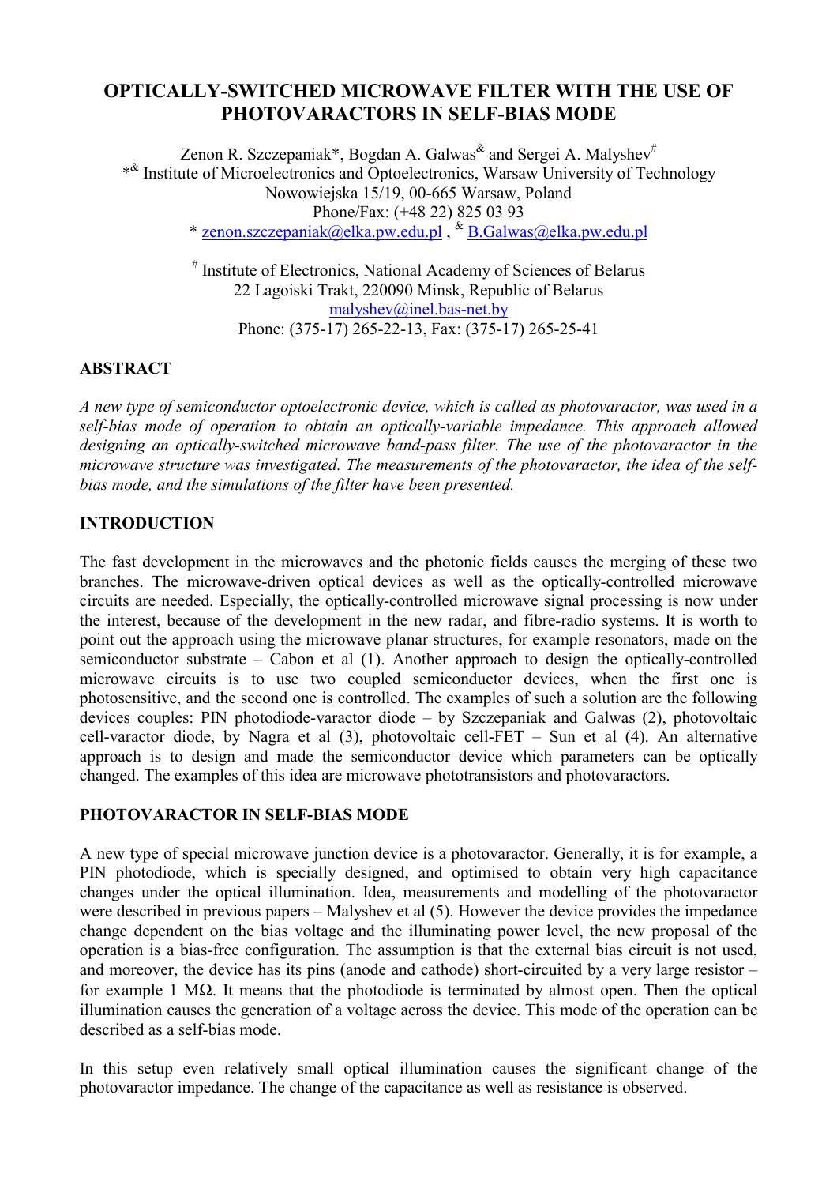# OPTICALLY-SWITCHED MICROWAVE FILTER WITH THE USE OF PHOTOVARACTORS IN SELF-BIAS MODE

Zenon R. Szczepaniak*, Bogdan A. Galwas[&] and Sergei A. Malyshev[#]

*[&] Institute of Microelectronics and Optoelectronics, Warsaw University of Technology
Nowowiejska 15/19, 00-665 Warsaw, Poland
Phone/Fax: (+48 22) 825 03 93
* zenon.szczepaniak@elka.pw.edu.pl , [&] B.Galwas@elka.pw.edu.pl

[#] Institute of Electronics, National Academy of Sciences of Belarus
22 Lagoiski Trakt, 220090 Minsk, Republic of Belarus
malyshev@inel.bas-net.by
Phone: (375-17) 265-22-13, Fax: (375-17) 265-25-41

## ABSTRACT

*A new type of semiconductor optoelectronic device, which is called as photovaractor, was used in a self-bias mode of operation to obtain an optically-variable impedance. This approach allowed designing an optically-switched microwave band-pass filter. The use of the photovaractor in the microwave structure was investigated. The measurements of the photovaractor, the idea of the self-bias mode, and the simulations of the filter have been presented.*

## INTRODUCTION

The fast development in the microwaves and the photonic fields causes the merging of these two branches. The microwave-driven optical devices as well as the optically-controlled microwave circuits are needed. Especially, the optically-controlled microwave signal processing is now under the interest, because of the development in the new radar, and fibre-radio systems. It is worth to point out the approach using the microwave planar structures, for example resonators, made on the semiconductor substrate – Cabon et al (1). Another approach to design the optically-controlled microwave circuits is to use two coupled semiconductor devices, when the first one is photosensitive, and the second one is controlled. The examples of such a solution are the following devices couples: PIN photodiode-varactor diode – by Szczepaniak and Galwas (2), photovoltaic cell-varactor diode, by Nagra et al (3), photovoltaic cell-FET – Sun et al (4). An alternative approach is to design and made the semiconductor device which parameters can be optically changed. The examples of this idea are microwave phototransistors and photovaractors.

## PHOTOVARACTOR IN SELF-BIAS MODE

A new type of special microwave junction device is a photovaractor. Generally, it is for example, a PIN photodiode, which is specially designed, and optimised to obtain very high capacitance changes under the optical illumination. Idea, measurements and modelling of the photovaractor were described in previous papers – Malyshev et al (5). However the device provides the impedance change dependent on the bias voltage and the illuminating power level, the new proposal of the operation is a bias-free configuration. The assumption is that the external bias circuit is not used, and moreover, the device has its pins (anode and cathode) short-circuited by a very large resistor – for example 1 MΩ. It means that the photodiode is terminated by almost open. Then the optical illumination causes the generation of a voltage across the device. This mode of the operation can be described as a self-bias mode.

In this setup even relatively small optical illumination causes the significant change of the photovaractor impedance. The change of the capacitance as well as resistance is observed.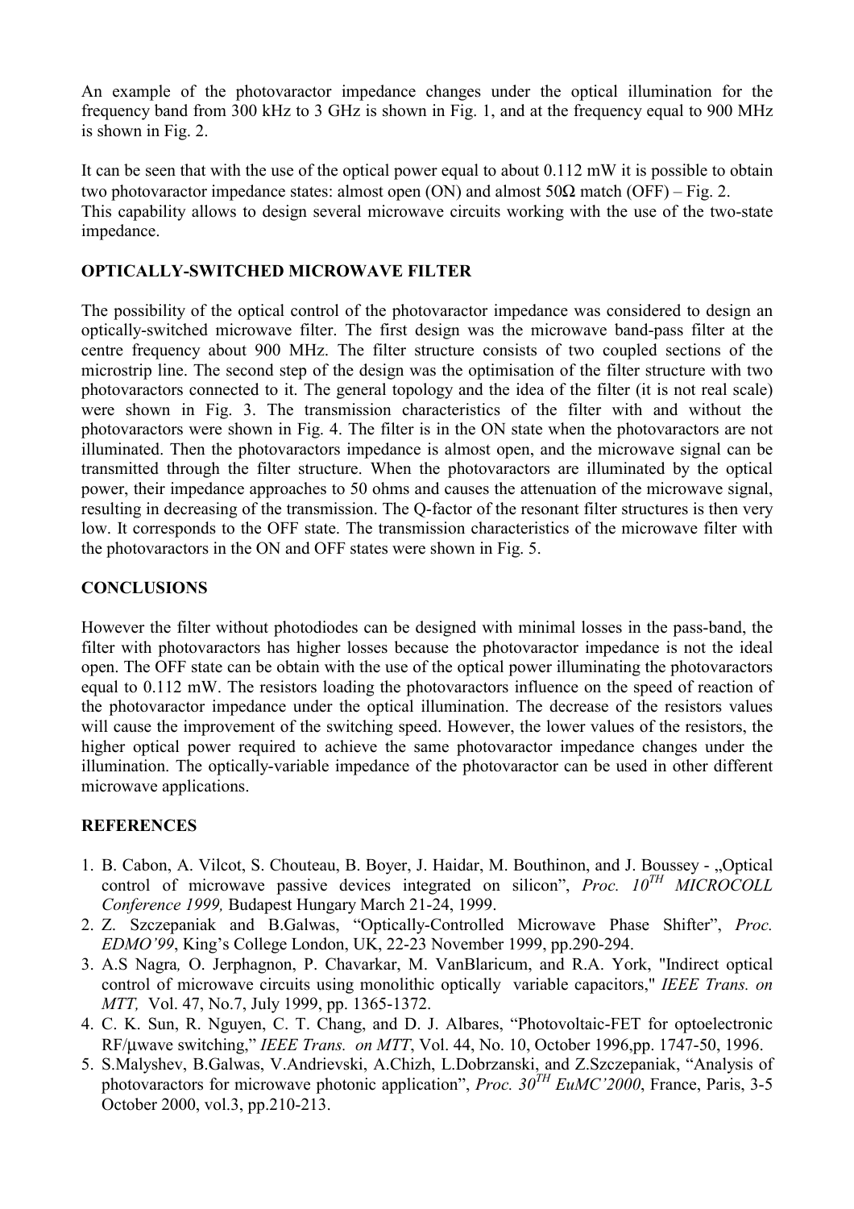An example of the photovaractor impedance changes under the optical illumination for the frequency band from 300 kHz to 3 GHz is shown in Fig. 1, and at the frequency equal to 900 MHz is shown in Fig. 2.

It can be seen that with the use of the optical power equal to about 0.112 mW it is possible to obtain two photovaractor impedance states: almost open (ON) and almost 50Ω match (OFF) – Fig. 2. This capability allows to design several microwave circuits working with the use of the two-state impedance.

## OPTICALLY-SWITCHED MICROWAVE FILTER

The possibility of the optical control of the photovaractor impedance was considered to design an optically-switched microwave filter. The first design was the microwave band-pass filter at the centre frequency about 900 MHz. The filter structure consists of two coupled sections of the microstrip line. The second step of the design was the optimisation of the filter structure with two photovaractors connected to it. The general topology and the idea of the filter (it is not real scale) were shown in Fig. 3. The transmission characteristics of the filter with and without the photovaractors were shown in Fig. 4. The filter is in the ON state when the photovaractors are not illuminated. Then the photovaractors impedance is almost open, and the microwave signal can be transmitted through the filter structure. When the photovaractors are illuminated by the optical power, their impedance approaches to 50 ohms and causes the attenuation of the microwave signal, resulting in decreasing of the transmission. The Q-factor of the resonant filter structures is then very low. It corresponds to the OFF state. The transmission characteristics of the microwave filter with the photovaractors in the ON and OFF states were shown in Fig. 5.

## CONCLUSIONS

However the filter without photodiodes can be designed with minimal losses in the pass-band, the filter with photovaractors has higher losses because the photovaractor impedance is not the ideal open. The OFF state can be obtain with the use of the optical power illuminating the photovaractors equal to 0.112 mW. The resistors loading the photovaractors influence on the speed of reaction of the photovaractor impedance under the optical illumination. The decrease of the resistors values will cause the improvement of the switching speed. However, the lower values of the resistors, the higher optical power required to achieve the same photovaractor impedance changes under the illumination. The optically-variable impedance of the photovaractor can be used in other different microwave applications.

## REFERENCES

1. B. Cabon, A. Vilcot, S. Chouteau, B. Boyer, J. Haidar, M. Bouthinon, and J. Boussey - „Optical control of microwave passive devices integrated on silicon", *Proc. 10TH MICROCOLL Conference 1999,* Budapest Hungary March 21-24, 1999.
2. Z. Szczepaniak and B.Galwas, "Optically-Controlled Microwave Phase Shifter", *Proc. EDMO'99*, King's College London, UK, 22-23 November 1999, pp.290-294.
3. A.S Nagra*,* O. Jerphagnon, P. Chavarkar, M. VanBlaricum, and R.A. York, "Indirect optical control of microwave circuits using monolithic optically variable capacitors," *IEEE Trans. on MTT,* Vol. 47, No.7, July 1999, pp. 1365-1372.
4. C. K. Sun, R. Nguyen, C. T. Chang, and D. J. Albares, "Photovoltaic-FET for optoelectronic RF/μwave switching," *IEEE Trans. on MTT*, Vol. 44, No. 10, October 1996,pp. 1747-50, 1996.
5. S.Malyshev, B.Galwas, V.Andrievski, A.Chizh, L.Dobrzanski, and Z.Szczepaniak, "Analysis of photovaractors for microwave photonic application", *Proc. 30TH EuMC'2000*, France, Paris, 3-5 October 2000, vol.3, pp.210-213.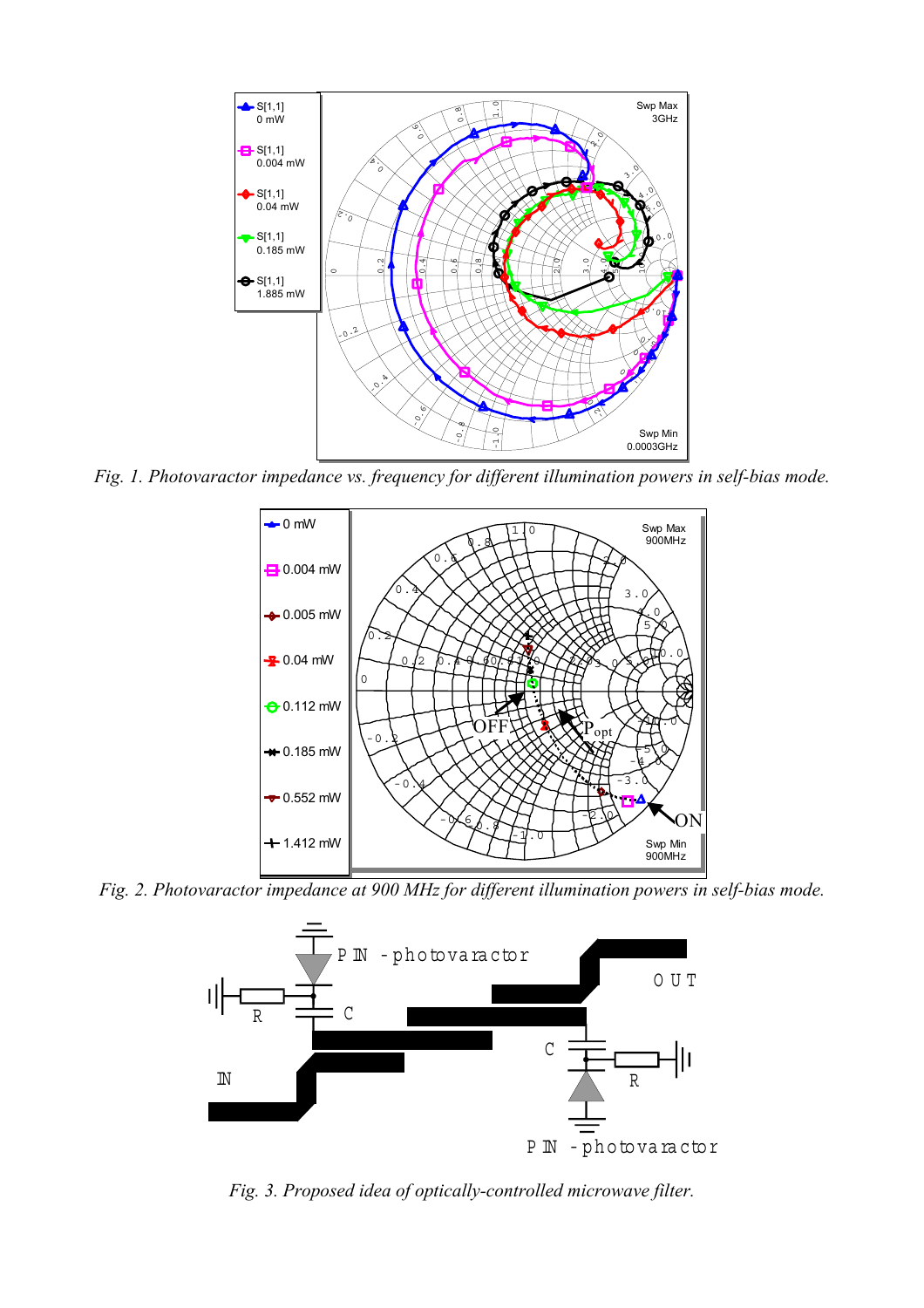*Fig. 1. Photovaractor impedance vs. frequency for different illumination powers in self-bias mode.*

*Fig. 2. Photovaractor impedance at 900 MHz for different illumination powers in self-bias mode.*

*Fig. 3. Proposed idea of optically-controlled microwave filter.*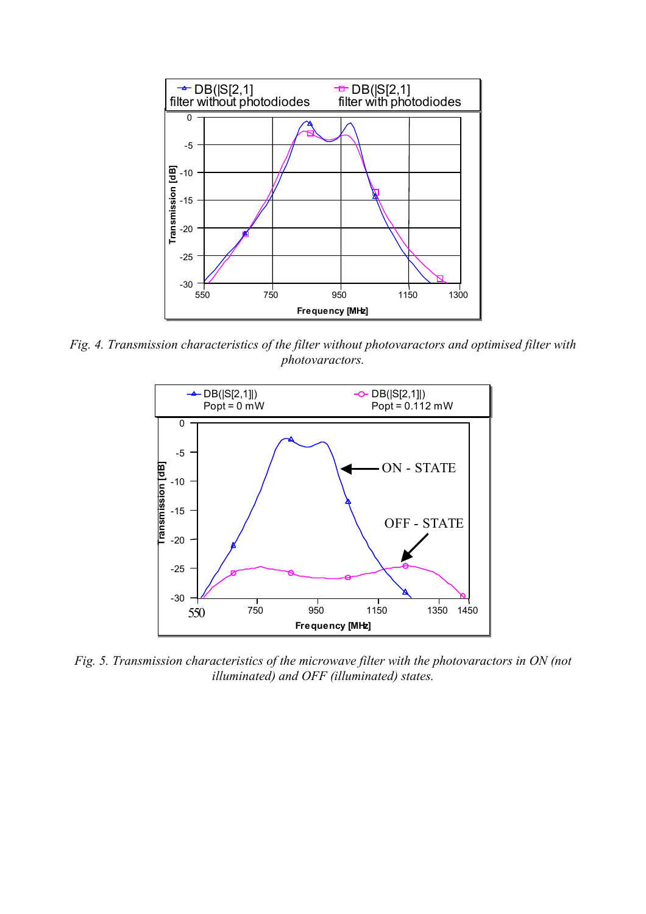DB(|S[2,1]
filter without photodiodes

DB(|S[2,1]
filter with photodiodes

0
-5
-10
-15
-20
-25
-30

Transmission [dB]

550
750
950
1150
1300

Frequency [MHz]

*Fig. 4. Transmission characteristics of the filter without photovaractors and optimised filter with photovaractors.*

DB(|S[2,1]|)
Popt = 0 mW

DB(|S[2,1]|)
Popt = 0.112 mW

ON - STATE

OFF - STATE

0
-5
-10
-15
-20
-25
-30

Transmission [dB]

550
750
950
1150
1350
1450

Frequency [MHz]

*Fig. 5. Transmission characteristics of the microwave filter with the photovaractors in ON (not illuminated) and OFF (illuminated) states.*